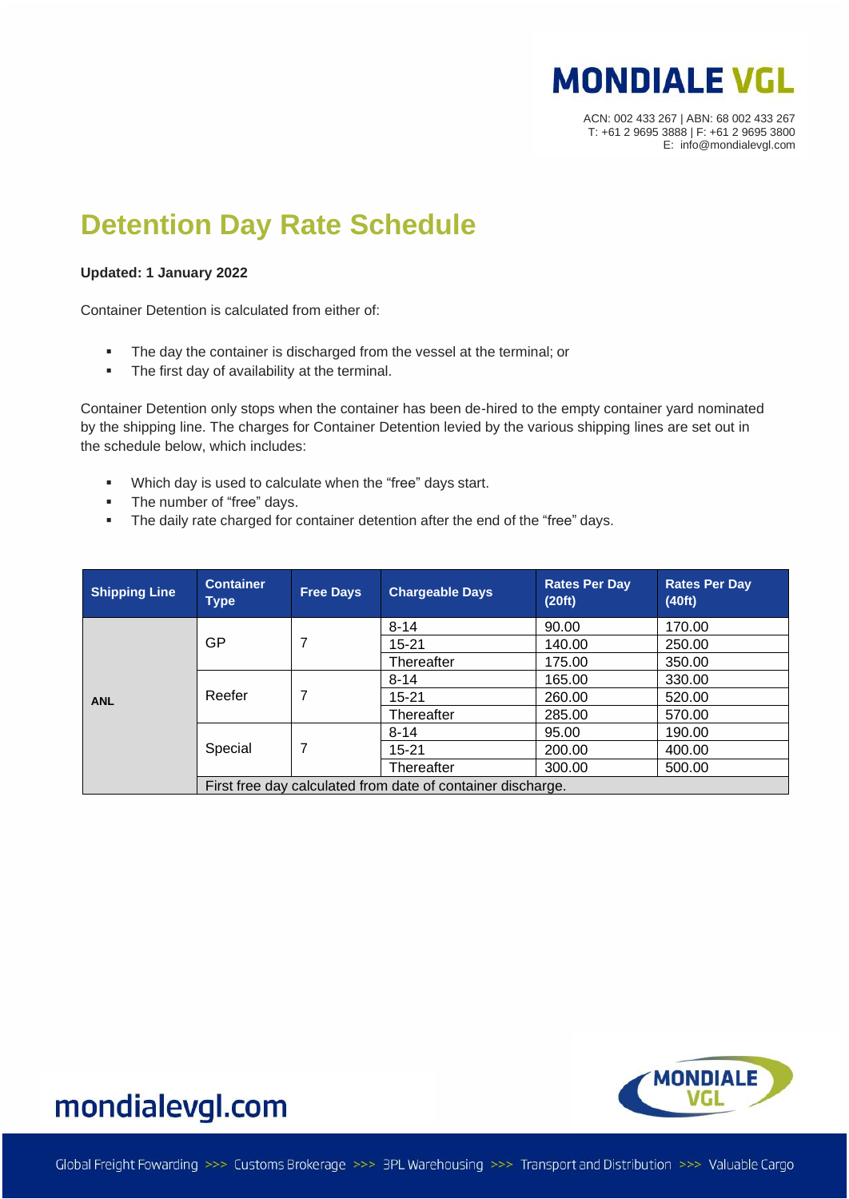MONDIALE VGL

ACN: 002 433 267 | ABN: 68 002 433 267
T: +61 2 9695 3888 | F: +61 2 9695 3800
E: info@mondialevgl.com

# Detention Day Rate Schedule

**Updated: 1 January 2022**

Container Detention is calculated from either of:

- The day the container is discharged from the vessel at the terminal; or
- The first day of availability at the terminal.

Container Detention only stops when the container has been de-hired to the empty container yard nominated by the shipping line. The charges for Container Detention levied by the various shipping lines are set out in the schedule below, which includes:

- Which day is used to calculate when the "free" days start.
- The number of "free" days.
- The daily rate charged for container detention after the end of the "free" days.

| Shipping Line | Container Type | Free Days | Chargeable Days | Rates Per Day (20ft) | Rates Per Day (40ft) |
|---|---|---|---|---|---|
| ANL | GP | 7 | 8-14 | 90.00 | 170.00 |
| | | | 15-21 | 140.00 | 250.00 |
| | | | Thereafter | 175.00 | 350.00 |
| | Reefer | 7 | 8-14 | 165.00 | 330.00 |
| | | | 15-21 | 260.00 | 520.00 |
| | | | Thereafter | 285.00 | 570.00 |
| | Special | 7 | 8-14 | 95.00 | 190.00 |
| | | | 15-21 | 200.00 | 400.00 |
| | | | Thereafter | 300.00 | 500.00 |
| | First free day calculated from date of container discharge. | | | | |

mondialevgl.com

Global Freight Fowarding >>> Customs Brokerage >>> 3PL Warehousing >>> Transport and Distribution >>> Valuable Cargo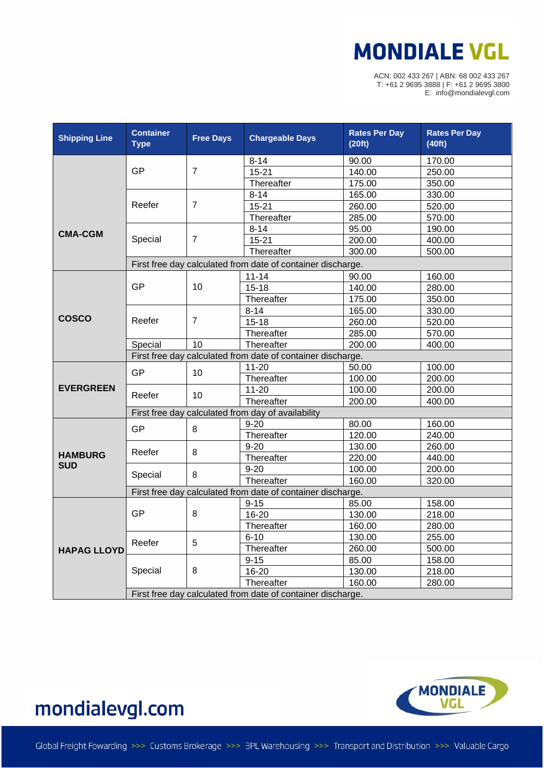# MONDIALE VGL

ACN: 002 433 267 | ABN: 68 002 433 267
T: +61 2 9695 3888 | F: +61 2 9695 3800
E: info@mondialevgl.com

| Shipping Line | Container Type | Free Days | Chargeable Days | Rates Per Day (20ft) | Rates Per Day (40ft) |
|---|---|---|---|---|---|
| CMA-CGM | GP | 7 | 8-14 | 90.00 | 170.00 |
| | | | 15-21 | 140.00 | 250.00 |
| | | | Thereafter | 175.00 | 350.00 |
| | Reefer | 7 | 8-14 | 165.00 | 330.00 |
| | | | 15-21 | 260.00 | 520.00 |
| | | | Thereafter | 285.00 | 570.00 |
| | Special | 7 | 8-14 | 95.00 | 190.00 |
| | | | 15-21 | 200.00 | 400.00 |
| | | | Thereafter | 300.00 | 500.00 |
| | First free day calculated from date of container discharge. | | | | |
| COSCO | GP | 10 | 11-14 | 90.00 | 160.00 |
| | | | 15-18 | 140.00 | 280.00 |
| | | | Thereafter | 175.00 | 350.00 |
| | Reefer | 7 | 8-14 | 165.00 | 330.00 |
| | | | 15-18 | 260.00 | 520.00 |
| | | | Thereafter | 285.00 | 570.00 |
| | Special | 10 | Thereafter | 200.00 | 400.00 |
| | First free day calculated from date of container discharge. | | | | |
| EVERGREEN | GP | 10 | 11-20 | 50.00 | 100.00 |
| | | | Thereafter | 100.00 | 200.00 |
| | Reefer | 10 | 11-20 | 100.00 | 200.00 |
| | | | Thereafter | 200.00 | 400.00 |
| | First free day calculated from day of availability | | | | |
| HAMBURG SUD | GP | 8 | 9-20 | 80.00 | 160.00 |
| | | | Thereafter | 120.00 | 240.00 |
| | Reefer | 8 | 9-20 | 130.00 | 260.00 |
| | | | Thereafter | 220.00 | 440.00 |
| | Special | 8 | 9-20 | 100.00 | 200.00 |
| | | | Thereafter | 160.00 | 320.00 |
| | First free day calculated from date of container discharge. | | | | |
| HAPAG LLOYD | GP | 8 | 9-15 | 85.00 | 158.00 |
| | | | 16-20 | 130.00 | 218.00 |
| | | | Thereafter | 160.00 | 280.00 |
| | Reefer | 5 | 6-10 | 130.00 | 255.00 |
| | | | Thereafter | 260.00 | 500.00 |
| | Special | 8 | 9-15 | 85.00 | 158.00 |
| | | | 16-20 | 130.00 | 218.00 |
| | | | Thereafter | 160.00 | 280.00 |
| | First free day calculated from date of container discharge. | | | | |

mondialevgl.com

Global Freight Fowarding >>> Customs Brokerage >>> 3PL Warehousing >>> Transport and Distribution >>> Valuable Cargo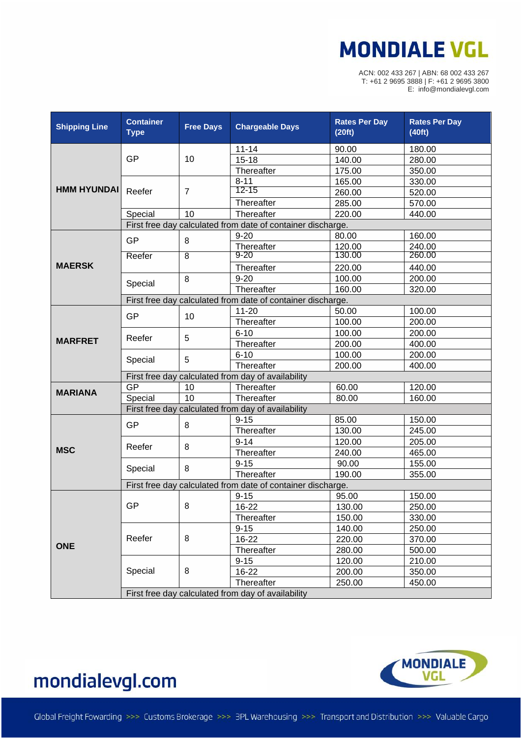# MONDIALE VGL

ACN: 002 433 267 | ABN: 68 002 433 267
T: +61 2 9695 3888 | F: +61 2 9695 3800
E: info@mondialevgl.com

| Shipping Line | Container Type | Free Days | Chargeable Days | Rates Per Day (20ft) | Rates Per Day (40ft) |
|---|---|---|---|---|---|
| HMM HYUNDAI | GP | 10 | 11-14 | 90.00 | 180.00 |
| | | | 15-18 | 140.00 | 280.00 |
| | | | Thereafter | 175.00 | 350.00 |
| | Reefer | 7 | 8-11 | 165.00 | 330.00 |
| | | | 12-15 | 260.00 | 520.00 |
| | | | Thereafter | 285.00 | 570.00 |
| | Special | 10 | Thereafter | 220.00 | 440.00 |
| | First free day calculated from date of container discharge. | | | | |
| MAERSK | GP | 8 | 9-20 | 80.00 | 160.00 |
| | | | Thereafter | 120.00 | 240.00 |
| | Reefer | 8 | 9-20 | 130.00 | 260.00 |
| | | | Thereafter | 220.00 | 440.00 |
| | Special | 8 | 9-20 | 100.00 | 200.00 |
| | | | Thereafter | 160.00 | 320.00 |
| | First free day calculated from date of container discharge. | | | | |
| MARFRET | GP | 10 | 11-20 | 50.00 | 100.00 |
| | | | Thereafter | 100.00 | 200.00 |
| | Reefer | 5 | 6-10 | 100.00 | 200.00 |
| | | | Thereafter | 200.00 | 400.00 |
| | Special | 5 | 6-10 | 100.00 | 200.00 |
| | | | Thereafter | 200.00 | 400.00 |
| | First free day calculated from day of availability | | | | |
| MARIANA | GP | 10 | Thereafter | 60.00 | 120.00 |
| | Special | 10 | Thereafter | 80.00 | 160.00 |
| | First free day calculated from day of availability | | | | |
| MSC | GP | 8 | 9-15 | 85.00 | 150.00 |
| | | | Thereafter | 130.00 | 245.00 |
| | Reefer | 8 | 9-14 | 120.00 | 205.00 |
| | | | Thereafter | 240.00 | 465.00 |
| | Special | 8 | 9-15 | 90.00 | 155.00 |
| | | | Thereafter | 190.00 | 355.00 |
| | First free day calculated from date of container discharge. | | | | |
| ONE | GP | 8 | 9-15 | 95.00 | 150.00 |
| | | | 16-22 | 130.00 | 250.00 |
| | | | Thereafter | 150.00 | 330.00 |
| | Reefer | 8 | 9-15 | 140.00 | 250.00 |
| | | | 16-22 | 220.00 | 370.00 |
| | | | Thereafter | 280.00 | 500.00 |
| | Special | 8 | 9-15 | 120.00 | 210.00 |
| | | | 16-22 | 200.00 | 350.00 |
| | | | Thereafter | 250.00 | 450.00 |
| | First free day calculated from day of availability | | | | |

mondialevgl.com

Global Freight Fowarding >>> Customs Brokerage >>> 3PL Warehousing >>> Transport and Distribution >>> Valuable Cargo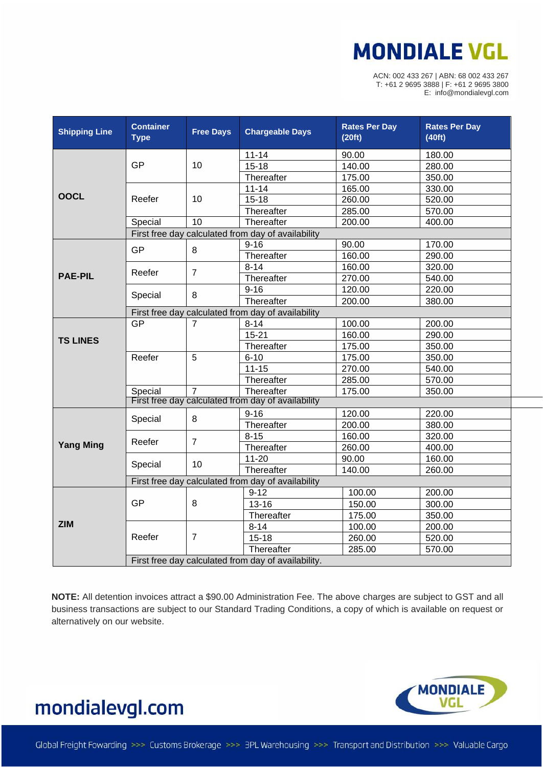# MONDIALE VGL

ACN: 002 433 267 | ABN: 68 002 433 267
T: +61 2 9695 3888 | F: +61 2 9695 3800
E: info@mondialevgl.com

| Shipping Line | Container Type | Free Days | Chargeable Days | Rates Per Day (20ft) | Rates Per Day (40ft) |
|---|---|---|---|---|---|
| OOCL | GP | 10 | 11-14 | 90.00 | 180.00 |
| | | | 15-18 | 140.00 | 280.00 |
| | | | Thereafter | 175.00 | 350.00 |
| | Reefer | 10 | 11-14 | 165.00 | 330.00 |
| | | | 15-18 | 260.00 | 520.00 |
| | | | Thereafter | 285.00 | 570.00 |
| | Special | 10 | Thereafter | 200.00 | 400.00 |
| | First free day calculated from day of availability | | | | |
| PAE-PIL | GP | 8 | 9-16 | 90.00 | 170.00 |
| | | | Thereafter | 160.00 | 290.00 |
| | Reefer | 7 | 8-14 | 160.00 | 320.00 |
| | | | Thereafter | 270.00 | 540.00 |
| | Special | 8 | 9-16 | 120.00 | 220.00 |
| | | | Thereafter | 200.00 | 380.00 |
| | First free day calculated from day of availability | | | | |
| TS LINES | GP | 7 | 8-14 | 100.00 | 200.00 |
| | | | 15-21 | 160.00 | 290.00 |
| | | | Thereafter | 175.00 | 350.00 |
| | Reefer | 5 | 6-10 | 175.00 | 350.00 |
| | | | 11-15 | 270.00 | 540.00 |
| | | | Thereafter | 285.00 | 570.00 |
| | Special | 7 | Thereafter | 175.00 | 350.00 |
| | First free day calculated from day of availability | | | | |
| Yang Ming | Special | 8 | 9-16 | 120.00 | 220.00 |
| | | | Thereafter | 200.00 | 380.00 |
| | Reefer | 7 | 8-15 | 160.00 | 320.00 |
| | | | Thereafter | 260.00 | 400.00 |
| | Special | 10 | 11-20 | 90.00 | 160.00 |
| | | | Thereafter | 140.00 | 260.00 |
| | First free day calculated from day of availability | | | | |
| ZIM | GP | 8 | 9-12 | 100.00 | 200.00 |
| | | | 13-16 | 150.00 | 300.00 |
| | | | Thereafter | 175.00 | 350.00 |
| | Reefer | 7 | 8-14 | 100.00 | 200.00 |
| | | | 15-18 | 260.00 | 520.00 |
| | | | Thereafter | 285.00 | 570.00 |
| | First free day calculated from day of availability. | | | | |

**NOTE:** All detention invoices attract a $90.00 Administration Fee. The above charges are subject to GST and all business transactions are subject to our Standard Trading Conditions, a copy of which is available on request or alternatively on our website.

mondialevgl.com

Global Freight Fowarding >>> Customs Brokerage >>> 3PL Warehousing >>> Transport and Distribution >>> Valuable Cargo